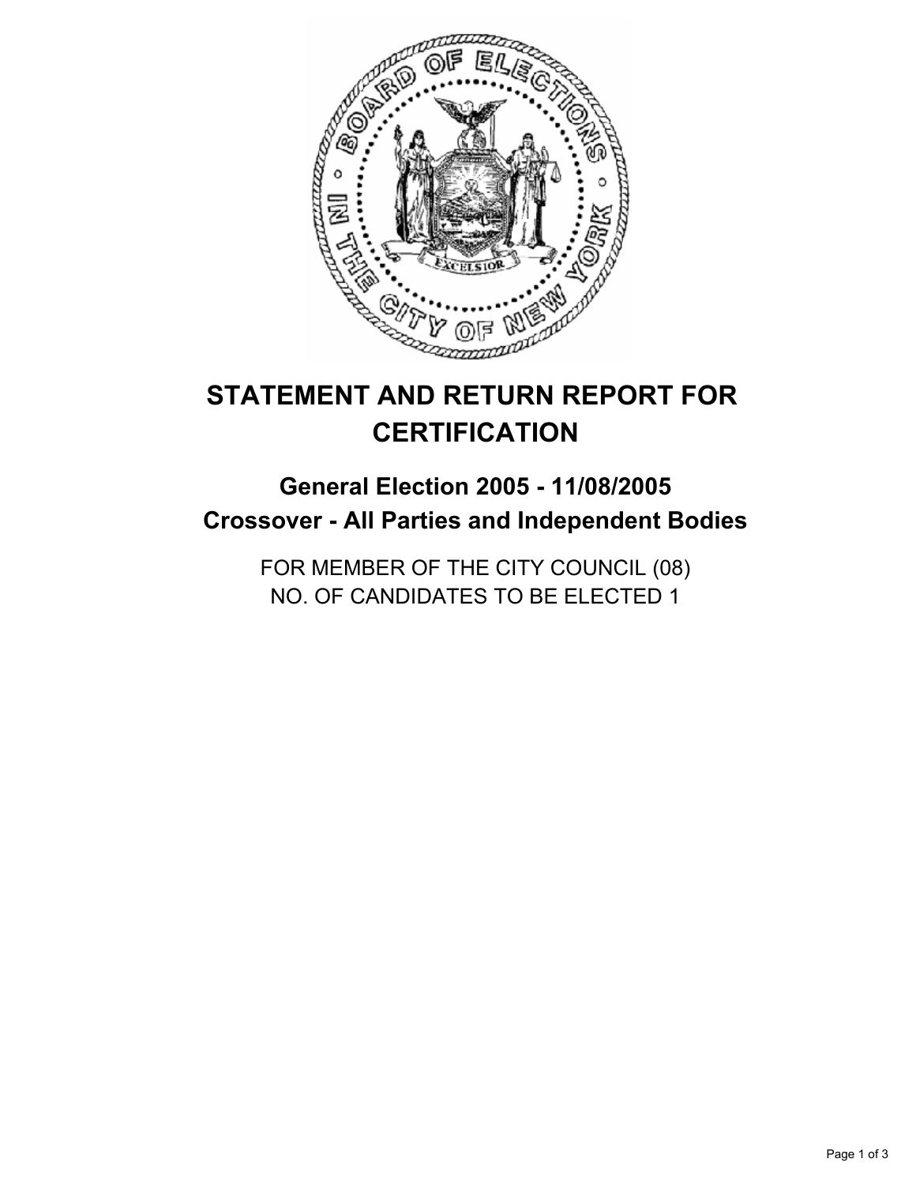# STATEMENT AND RETURN REPORT FOR CERTIFICATION

## General Election 2005 - 11/08/2005
## Crossover - All Parties and Independent Bodies

FOR MEMBER OF THE CITY COUNCIL (08)
NO. OF CANDIDATES TO BE ELECTED 1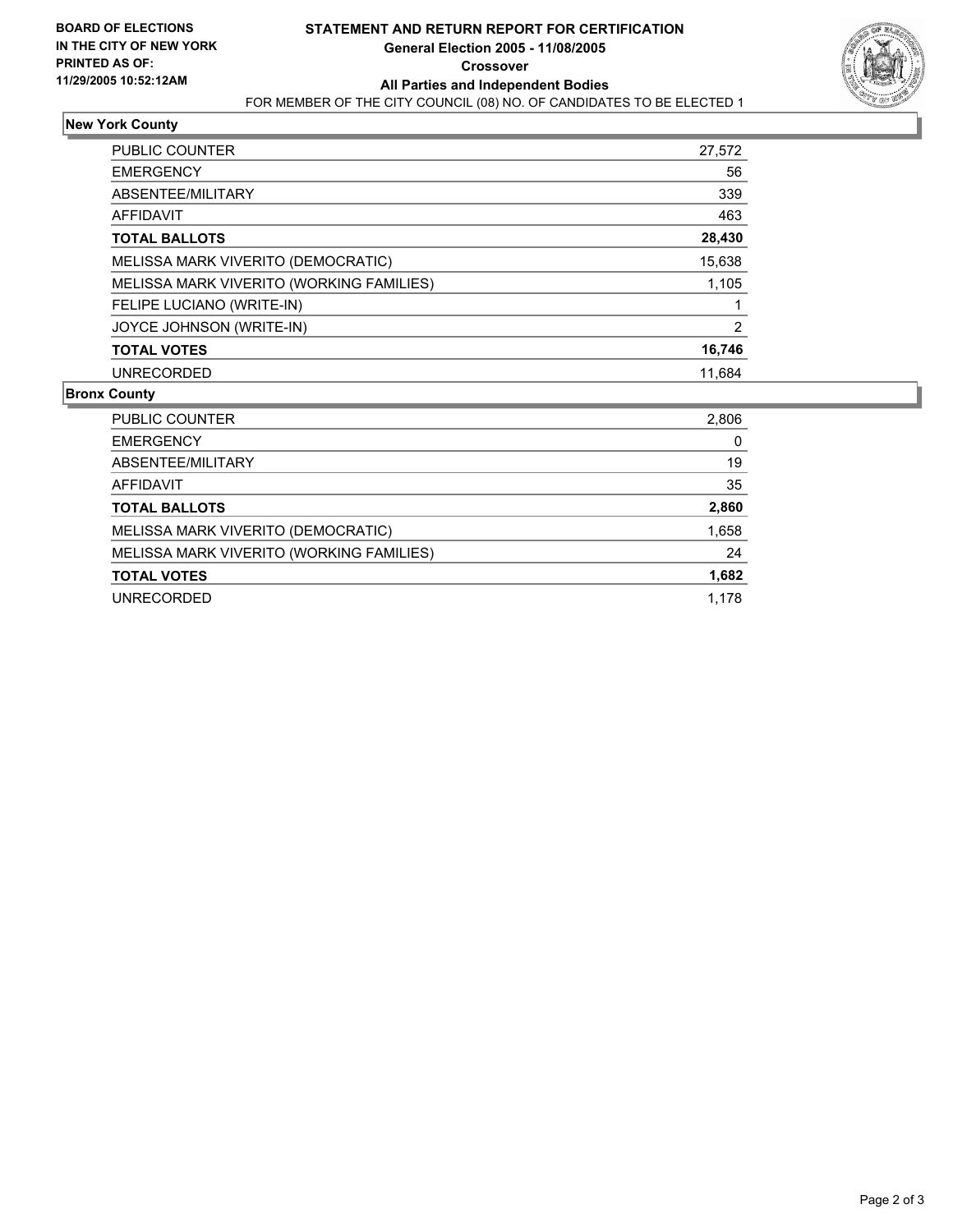**BOARD OF ELECTIONS IN THE CITY OF NEW YORK PRINTED AS OF: 11/29/2005 10:52:12AM**

# STATEMENT AND RETURN REPORT FOR CERTIFICATION

**General Election 2005 - 11/08/2005**

**Crossover**

**All Parties and Independent Bodies**

FOR MEMBER OF THE CITY COUNCIL (08) NO. OF CANDIDATES TO BE ELECTED 1

## New York County

| | |
|---|---|
| PUBLIC COUNTER | 27,572 |
| EMERGENCY | 56 |
| ABSENTEE/MILITARY | 339 |
| AFFIDAVIT | 463 |
| **TOTAL BALLOTS** | **28,430** |
| MELISSA MARK VIVERITO (DEMOCRATIC) | 15,638 |
| MELISSA MARK VIVERITO (WORKING FAMILIES) | 1,105 |
| FELIPE LUCIANO (WRITE-IN) | 1 |
| JOYCE JOHNSON (WRITE-IN) | 2 |
| **TOTAL VOTES** | **16,746** |
| UNRECORDED | 11,684 |

## Bronx County

| | |
|---|---|
| PUBLIC COUNTER | 2,806 |
| EMERGENCY | 0 |
| ABSENTEE/MILITARY | 19 |
| AFFIDAVIT | 35 |
| **TOTAL BALLOTS** | **2,860** |
| MELISSA MARK VIVERITO (DEMOCRATIC) | 1,658 |
| MELISSA MARK VIVERITO (WORKING FAMILIES) | 24 |
| **TOTAL VOTES** | **1,682** |
| UNRECORDED | 1,178 |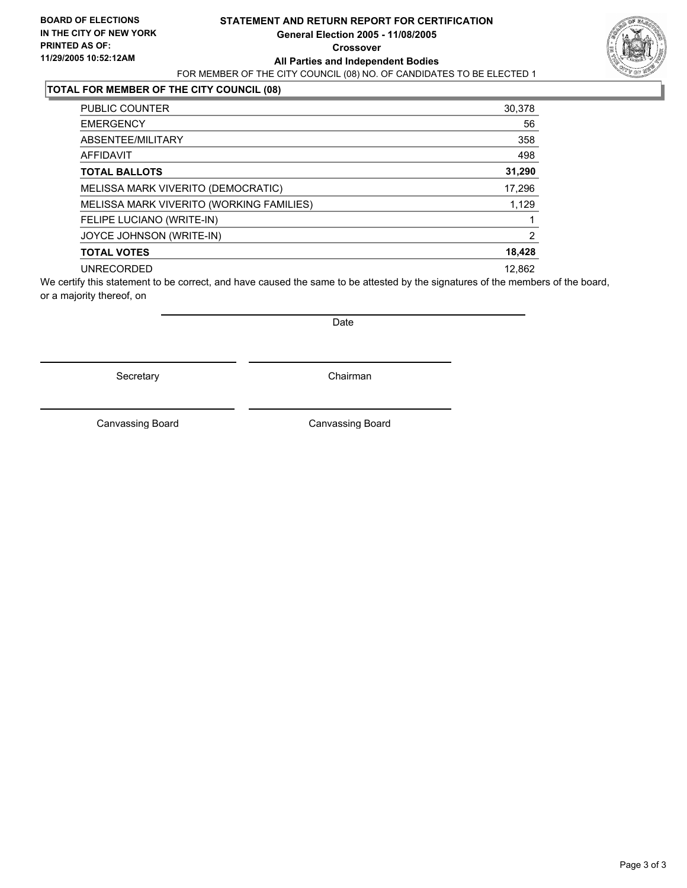**BOARD OF ELECTIONS IN THE CITY OF NEW YORK PRINTED AS OF: 11/29/2005 10:52:12AM**

**STATEMENT AND RETURN REPORT FOR CERTIFICATION**
**General Election 2005 - 11/08/2005**
**Crossover**
**All Parties and Independent Bodies**
FOR MEMBER OF THE CITY COUNCIL (08) NO. OF CANDIDATES TO BE ELECTED 1

**TOTAL FOR MEMBER OF THE CITY COUNCIL (08)**

| | |
|---|---|
| PUBLIC COUNTER | 30,378 |
| EMERGENCY | 56 |
| ABSENTEE/MILITARY | 358 |
| AFFIDAVIT | 498 |
| **TOTAL BALLOTS** | **31,290** |
| MELISSA MARK VIVERITO (DEMOCRATIC) | 17,296 |
| MELISSA MARK VIVERITO (WORKING FAMILIES) | 1,129 |
| FELIPE LUCIANO (WRITE-IN) | 1 |
| JOYCE JOHNSON (WRITE-IN) | 2 |
| **TOTAL VOTES** | **18,428** |
| UNRECORDED | 12,862 |

We certify this statement to be correct, and have caused the same to be attested by the signatures of the members of the board, or a majority thereof, on

Date

Secretary

Chairman

Canvassing Board

Canvassing Board